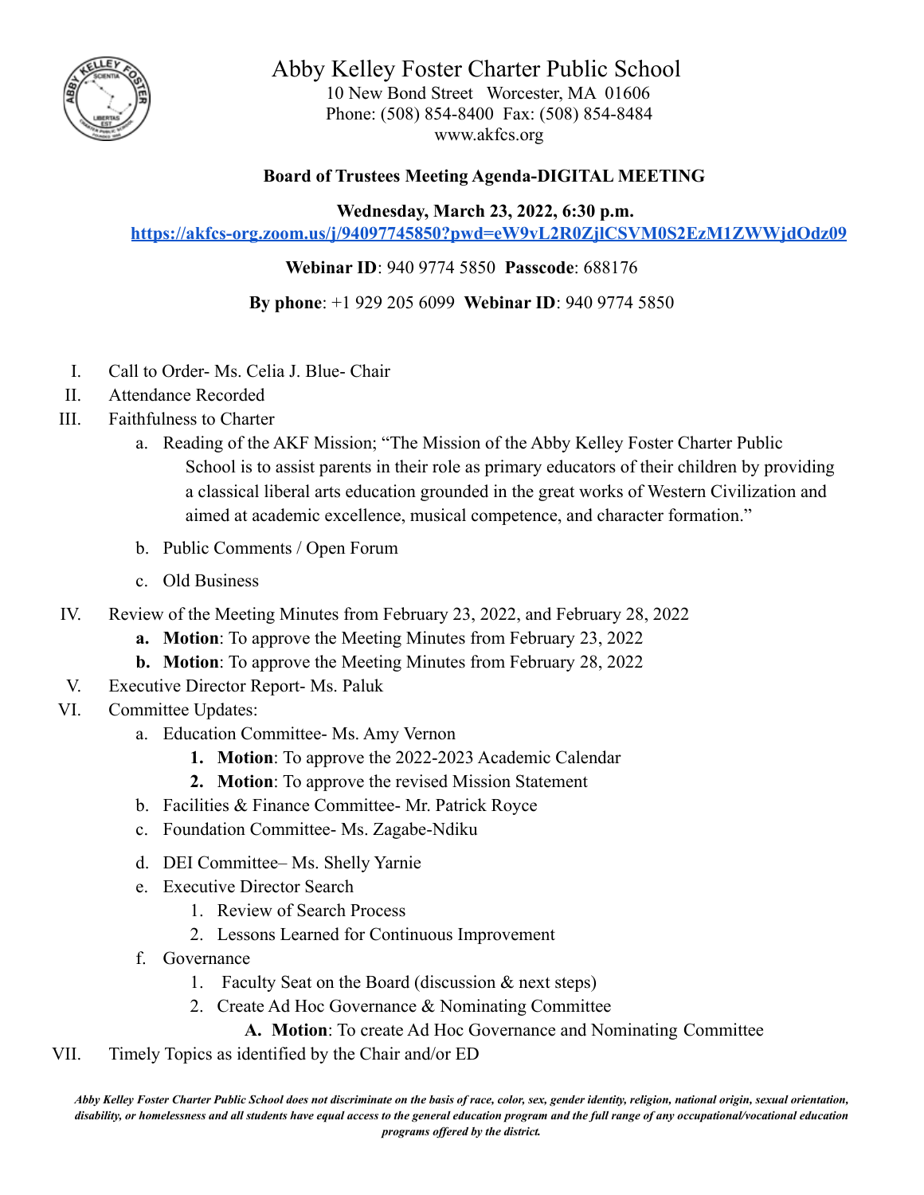# Abby Kelley Foster Charter Public School

10 New Bond Street   Worcester, MA  01606
Phone: (508) 854-8400  Fax: (508) 854-8484
www.akfcs.org

**Board of Trustees Meeting Agenda-DIGITAL MEETING**

**Wednesday, March 23, 2022, 6:30 p.m.**

https://akfcs-org.zoom.us/j/94097745850?pwd=eW9vL2R0ZjlCSVM0S2EzM1ZWWjdOdz09

**Webinar ID**: 940 9774 5850  **Passcode**: 688176

**By phone**: +1 929 205 6099  **Webinar ID**: 940 9774 5850

I. Call to Order- Ms. Celia J. Blue- Chair

II. Attendance Recorded

III. Faithfulness to Charter
   a. Reading of the AKF Mission; "The Mission of the Abby Kelley Foster Charter Public School is to assist parents in their role as primary educators of their children by providing a classical liberal arts education grounded in the great works of Western Civilization and aimed at academic excellence, musical competence, and character formation."
   b. Public Comments / Open Forum
   c. Old Business

IV. Review of the Meeting Minutes from February 23, 2022, and February 28, 2022
   **a. Motion**: To approve the Meeting Minutes from February 23, 2022
   **b. Motion**: To approve the Meeting Minutes from February 28, 2022

V. Executive Director Report- Ms. Paluk

VI. Committee Updates:
   a. Education Committee- Ms. Amy Vernon
      **1. Motion**: To approve the 2022-2023 Academic Calendar
      **2. Motion**: To approve the revised Mission Statement
   b. Facilities & Finance Committee- Mr. Patrick Royce
   c. Foundation Committee- Ms. Zagabe-Ndiku
   d. DEI Committee– Ms. Shelly Yarnie
   e. Executive Director Search
      1. Review of Search Process
      2. Lessons Learned for Continuous Improvement
   f. Governance
      1. Faculty Seat on the Board (discussion & next steps)
      2. Create Ad Hoc Governance & Nominating Committee
         **A. Motion**: To create Ad Hoc Governance and Nominating Committee

VII. Timely Topics as identified by the Chair and/or ED

***Abby Kelley Foster Charter Public School does not discriminate on the basis of race, color, sex, gender identity, religion, national origin, sexual orientation, disability, or homelessness and all students have equal access to the general education program and the full range of any occupational/vocational education programs offered by the district.***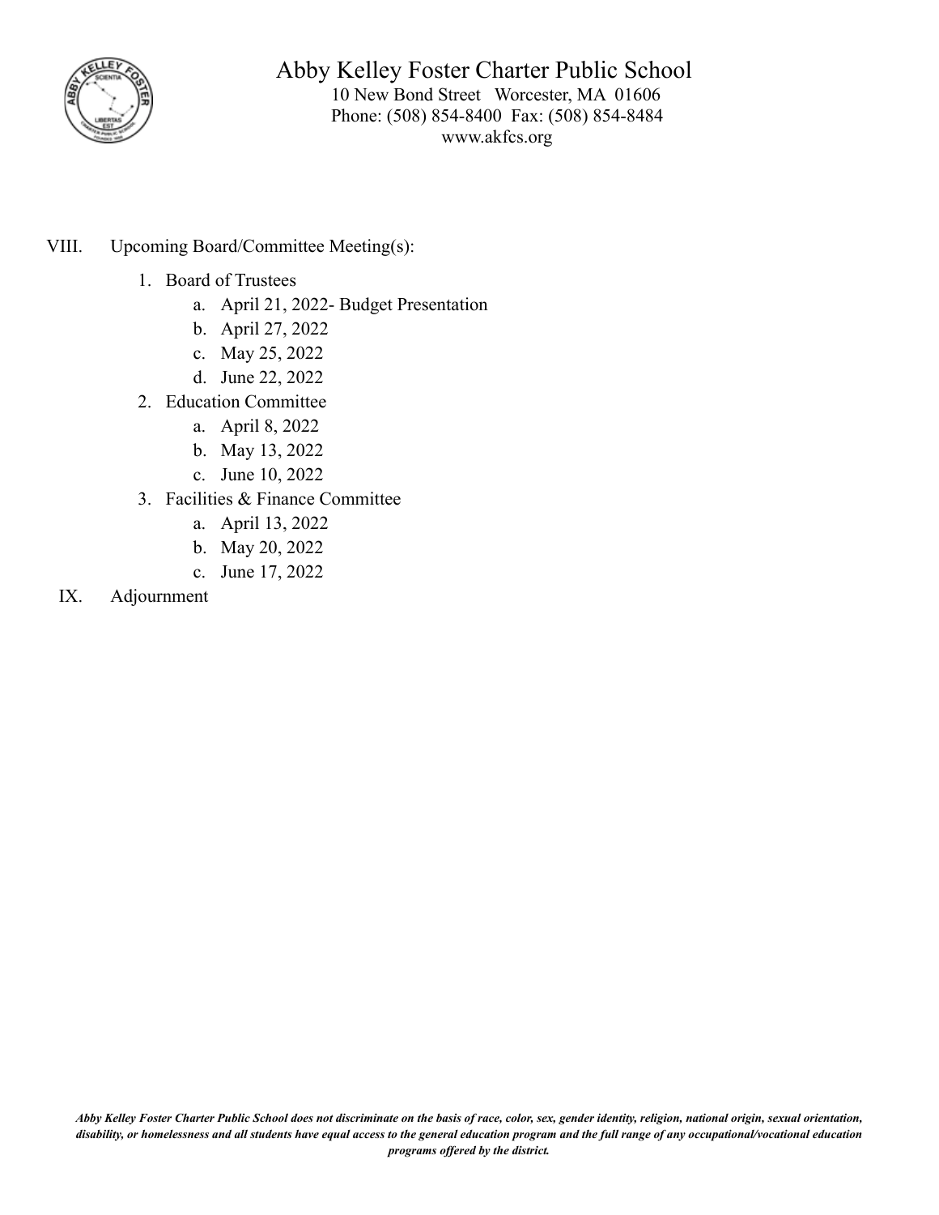Abby Kelley Foster Charter Public School
10 New Bond Street Worcester, MA 01606
Phone: (508) 854-8400 Fax: (508) 854-8484
www.akfcs.org

VIII. Upcoming Board/Committee Meeting(s):

1. Board of Trustees
    a. April 21, 2022- Budget Presentation
    b. April 27, 2022
    c. May 25, 2022
    d. June 22, 2022
2. Education Committee
    a. April 8, 2022
    b. May 13, 2022
    c. June 10, 2022
3. Facilities & Finance Committee
    a. April 13, 2022
    b. May 20, 2022
    c. June 17, 2022

IX. Adjournment

***Abby Kelley Foster Charter Public School does not discriminate on the basis of race, color, sex, gender identity, religion, national origin, sexual orientation, disability, or homelessness and all students have equal access to the general education program and the full range of any occupational/vocational education programs offered by the district.***